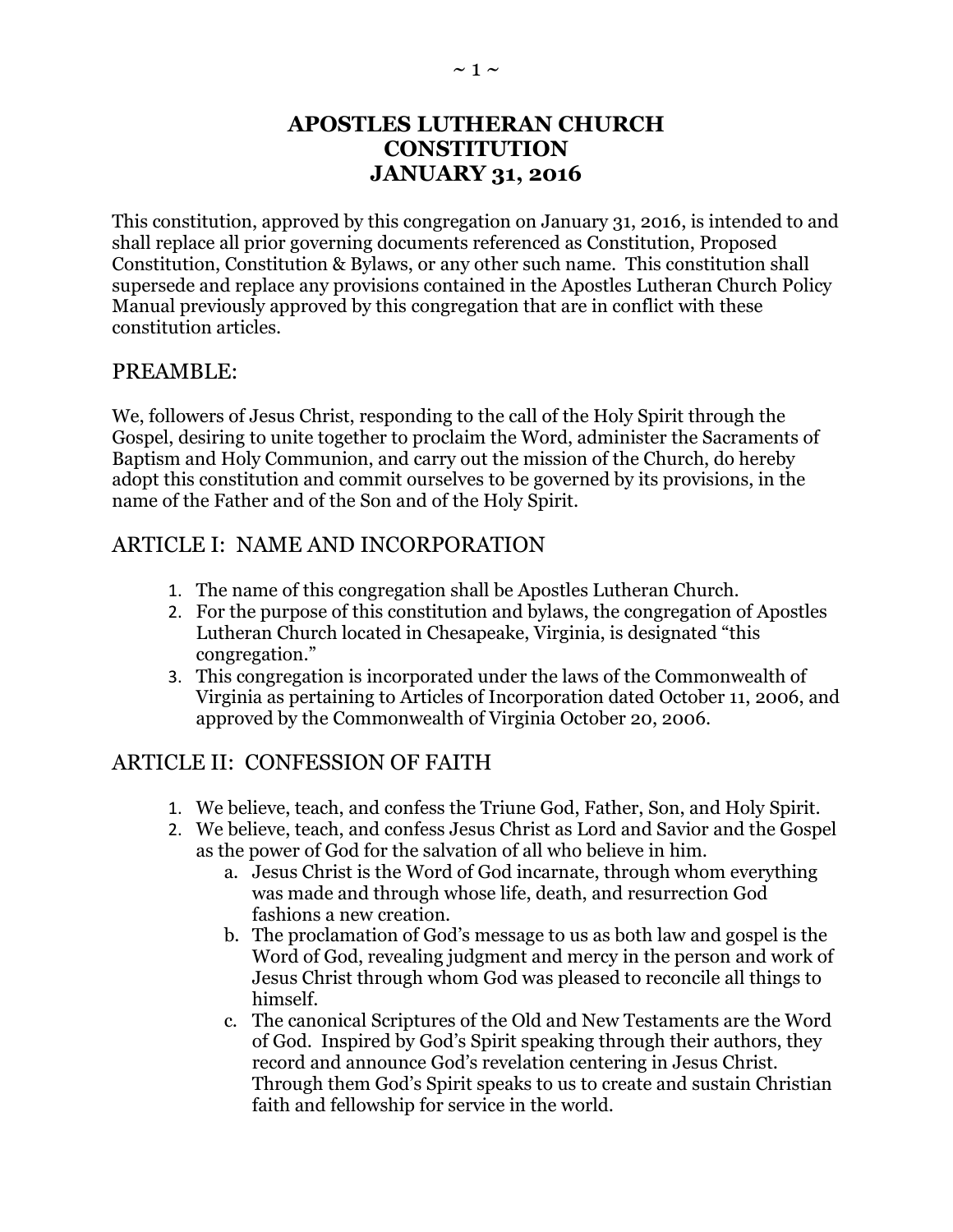# APOSTLES LUTHERAN CHURCH CONSTITUTION JANUARY 31, 2016

This constitution, approved by this congregation on January 31, 2016, is intended to and shall replace all prior governing documents referenced as Constitution, Proposed Constitution, Constitution & Bylaws, or any other such name. This constitution shall supersede and replace any provisions contained in the Apostles Lutheran Church Policy Manual previously approved by this congregation that are in conflict with these constitution articles.

## PREAMBLE:

We, followers of Jesus Christ, responding to the call of the Holy Spirit through the Gospel, desiring to unite together to proclaim the Word, administer the Sacraments of Baptism and Holy Communion, and carry out the mission of the Church, do hereby adopt this constitution and commit ourselves to be governed by its provisions, in the name of the Father and of the Son and of the Holy Spirit.

## ARTICLE I: NAME AND INCORPORATION

1. The name of this congregation shall be Apostles Lutheran Church.
2. For the purpose of this constitution and bylaws, the congregation of Apostles Lutheran Church located in Chesapeake, Virginia, is designated "this congregation."
3. This congregation is incorporated under the laws of the Commonwealth of Virginia as pertaining to Articles of Incorporation dated October 11, 2006, and approved by the Commonwealth of Virginia October 20, 2006.

## ARTICLE II: CONFESSION OF FAITH

1. We believe, teach, and confess the Triune God, Father, Son, and Holy Spirit.
2. We believe, teach, and confess Jesus Christ as Lord and Savior and the Gospel as the power of God for the salvation of all who believe in him.
   a. Jesus Christ is the Word of God incarnate, through whom everything was made and through whose life, death, and resurrection God fashions a new creation.
   b. The proclamation of God's message to us as both law and gospel is the Word of God, revealing judgment and mercy in the person and work of Jesus Christ through whom God was pleased to reconcile all things to himself.
   c. The canonical Scriptures of the Old and New Testaments are the Word of God. Inspired by God's Spirit speaking through their authors, they record and announce God's revelation centering in Jesus Christ. Through them God's Spirit speaks to us to create and sustain Christian faith and fellowship for service in the world.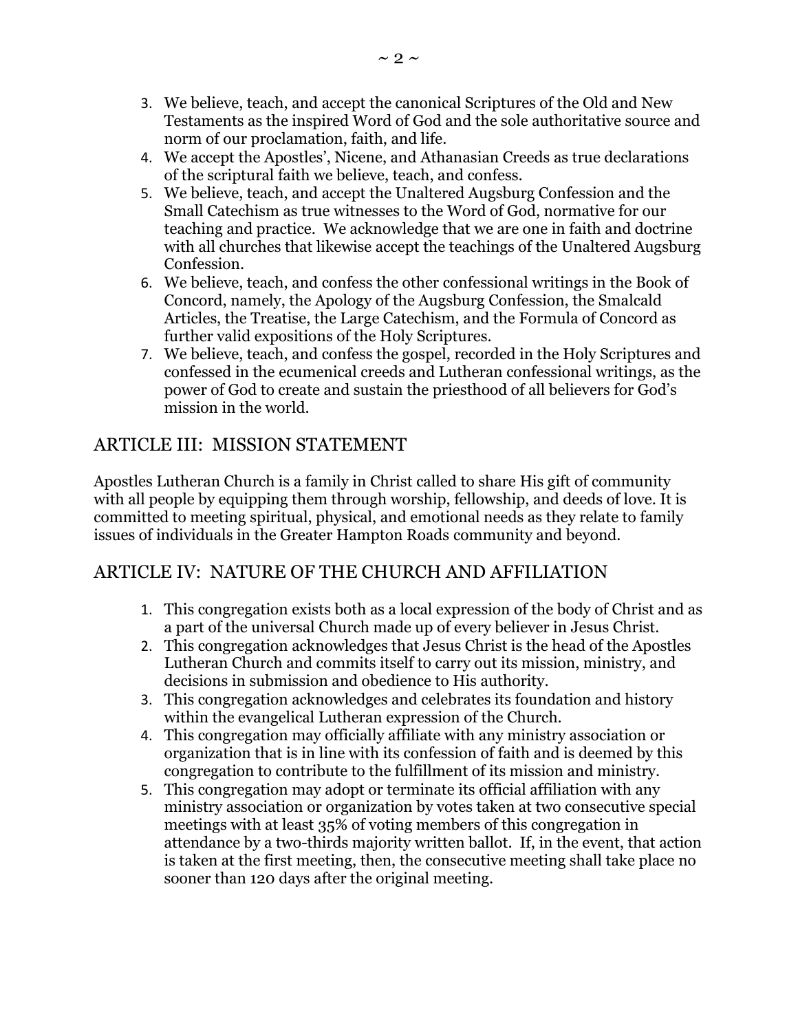3. We believe, teach, and accept the canonical Scriptures of the Old and New Testaments as the inspired Word of God and the sole authoritative source and norm of our proclamation, faith, and life.
4. We accept the Apostles', Nicene, and Athanasian Creeds as true declarations of the scriptural faith we believe, teach, and confess.
5. We believe, teach, and accept the Unaltered Augsburg Confession and the Small Catechism as true witnesses to the Word of God, normative for our teaching and practice. We acknowledge that we are one in faith and doctrine with all churches that likewise accept the teachings of the Unaltered Augsburg Confession.
6. We believe, teach, and confess the other confessional writings in the Book of Concord, namely, the Apology of the Augsburg Confession, the Smalcald Articles, the Treatise, the Large Catechism, and the Formula of Concord as further valid expositions of the Holy Scriptures.
7. We believe, teach, and confess the gospel, recorded in the Holy Scriptures and confessed in the ecumenical creeds and Lutheran confessional writings, as the power of God to create and sustain the priesthood of all believers for God's mission in the world.

## ARTICLE III: MISSION STATEMENT

Apostles Lutheran Church is a family in Christ called to share His gift of community with all people by equipping them through worship, fellowship, and deeds of love. It is committed to meeting spiritual, physical, and emotional needs as they relate to family issues of individuals in the Greater Hampton Roads community and beyond.

## ARTICLE IV: NATURE OF THE CHURCH AND AFFILIATION

1. This congregation exists both as a local expression of the body of Christ and as a part of the universal Church made up of every believer in Jesus Christ.
2. This congregation acknowledges that Jesus Christ is the head of the Apostles Lutheran Church and commits itself to carry out its mission, ministry, and decisions in submission and obedience to His authority.
3. This congregation acknowledges and celebrates its foundation and history within the evangelical Lutheran expression of the Church.
4. This congregation may officially affiliate with any ministry association or organization that is in line with its confession of faith and is deemed by this congregation to contribute to the fulfillment of its mission and ministry.
5. This congregation may adopt or terminate its official affiliation with any ministry association or organization by votes taken at two consecutive special meetings with at least 35% of voting members of this congregation in attendance by a two-thirds majority written ballot. If, in the event, that action is taken at the first meeting, then, the consecutive meeting shall take place no sooner than 120 days after the original meeting.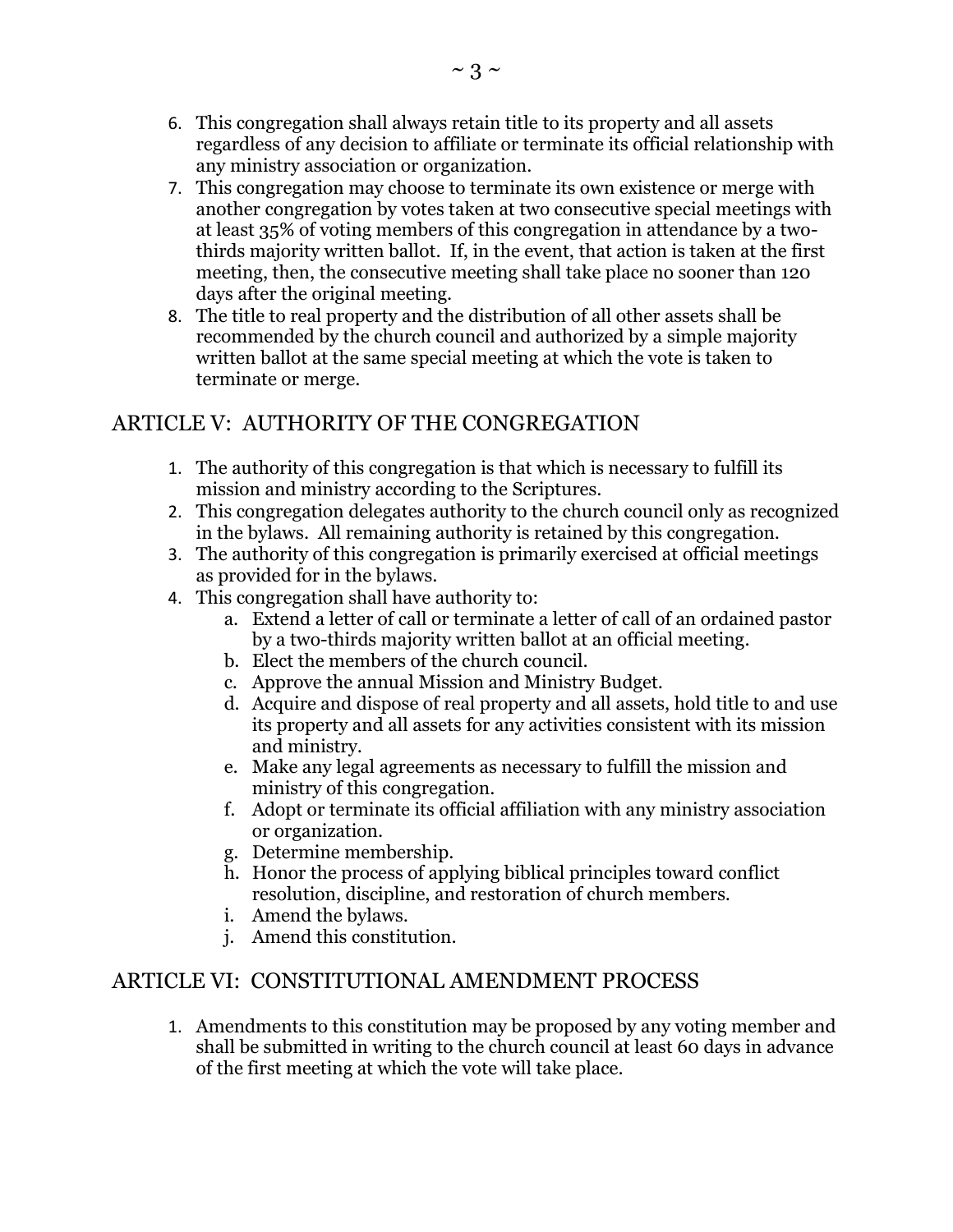6. This congregation shall always retain title to its property and all assets regardless of any decision to affiliate or terminate its official relationship with any ministry association or organization.
7. This congregation may choose to terminate its own existence or merge with another congregation by votes taken at two consecutive special meetings with at least 35% of voting members of this congregation in attendance by a two-thirds majority written ballot. If, in the event, that action is taken at the first meeting, then, the consecutive meeting shall take place no sooner than 120 days after the original meeting.
8. The title to real property and the distribution of all other assets shall be recommended by the church council and authorized by a simple majority written ballot at the same special meeting at which the vote is taken to terminate or merge.

## ARTICLE V: AUTHORITY OF THE CONGREGATION

1. The authority of this congregation is that which is necessary to fulfill its mission and ministry according to the Scriptures.
2. This congregation delegates authority to the church council only as recognized in the bylaws. All remaining authority is retained by this congregation.
3. The authority of this congregation is primarily exercised at official meetings as provided for in the bylaws.
4. This congregation shall have authority to:
   a. Extend a letter of call or terminate a letter of call of an ordained pastor by a two-thirds majority written ballot at an official meeting.
   b. Elect the members of the church council.
   c. Approve the annual Mission and Ministry Budget.
   d. Acquire and dispose of real property and all assets, hold title to and use its property and all assets for any activities consistent with its mission and ministry.
   e. Make any legal agreements as necessary to fulfill the mission and ministry of this congregation.
   f. Adopt or terminate its official affiliation with any ministry association or organization.
   g. Determine membership.
   h. Honor the process of applying biblical principles toward conflict resolution, discipline, and restoration of church members.
   i. Amend the bylaws.
   j. Amend this constitution.

## ARTICLE VI: CONSTITUTIONAL AMENDMENT PROCESS

1. Amendments to this constitution may be proposed by any voting member and shall be submitted in writing to the church council at least 60 days in advance of the first meeting at which the vote will take place.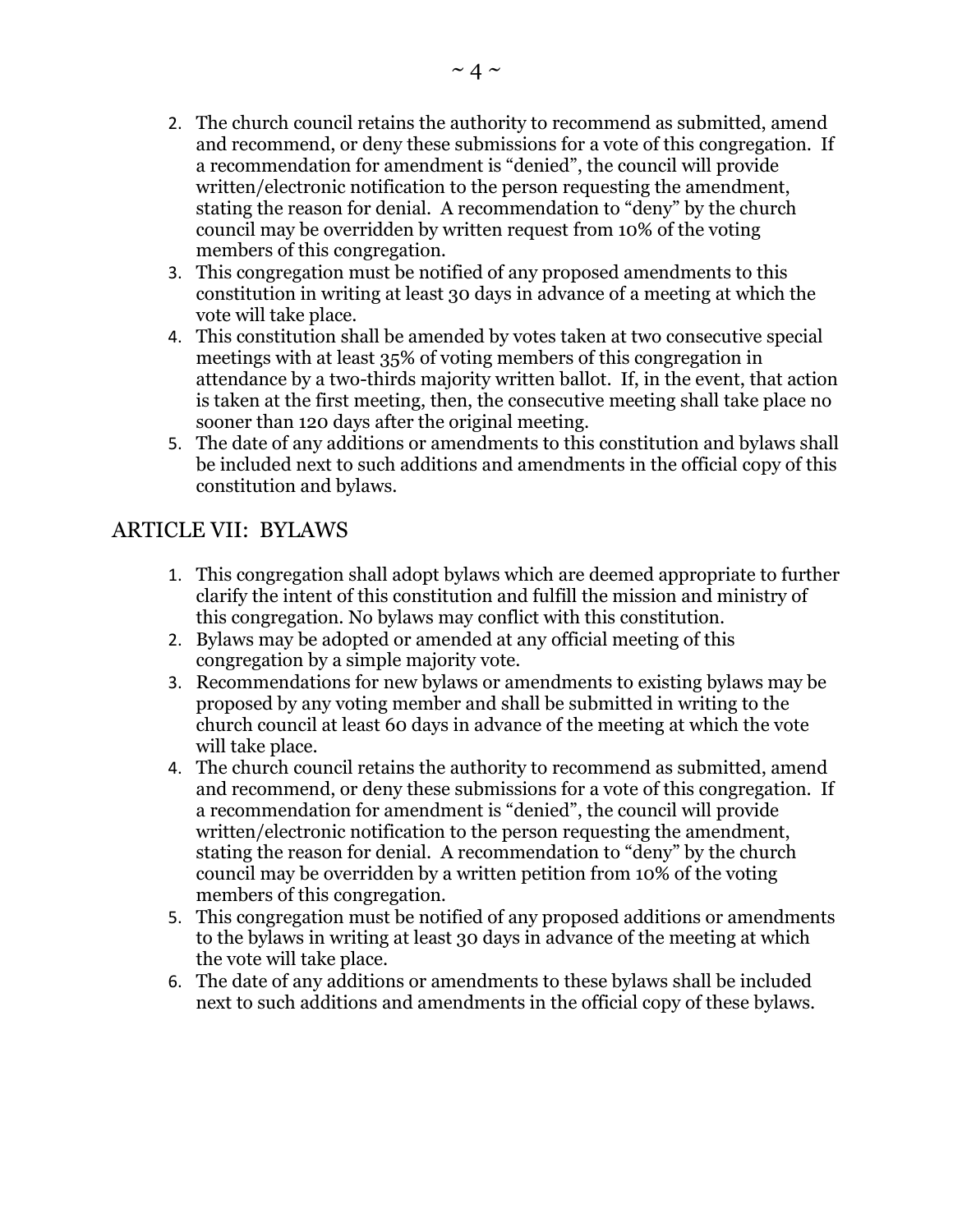2. The church council retains the authority to recommend as submitted, amend and recommend, or deny these submissions for a vote of this congregation. If a recommendation for amendment is "denied", the council will provide written/electronic notification to the person requesting the amendment, stating the reason for denial. A recommendation to "deny" by the church council may be overridden by written request from 10% of the voting members of this congregation.
3. This congregation must be notified of any proposed amendments to this constitution in writing at least 30 days in advance of a meeting at which the vote will take place.
4. This constitution shall be amended by votes taken at two consecutive special meetings with at least 35% of voting members of this congregation in attendance by a two-thirds majority written ballot. If, in the event, that action is taken at the first meeting, then, the consecutive meeting shall take place no sooner than 120 days after the original meeting.
5. The date of any additions or amendments to this constitution and bylaws shall be included next to such additions and amendments in the official copy of this constitution and bylaws.

## ARTICLE VII: BYLAWS

1. This congregation shall adopt bylaws which are deemed appropriate to further clarify the intent of this constitution and fulfill the mission and ministry of this congregation. No bylaws may conflict with this constitution.
2. Bylaws may be adopted or amended at any official meeting of this congregation by a simple majority vote.
3. Recommendations for new bylaws or amendments to existing bylaws may be proposed by any voting member and shall be submitted in writing to the church council at least 60 days in advance of the meeting at which the vote will take place.
4. The church council retains the authority to recommend as submitted, amend and recommend, or deny these submissions for a vote of this congregation. If a recommendation for amendment is "denied", the council will provide written/electronic notification to the person requesting the amendment, stating the reason for denial. A recommendation to "deny" by the church council may be overridden by a written petition from 10% of the voting members of this congregation.
5. This congregation must be notified of any proposed additions or amendments to the bylaws in writing at least 30 days in advance of the meeting at which the vote will take place.
6. The date of any additions or amendments to these bylaws shall be included next to such additions and amendments in the official copy of these bylaws.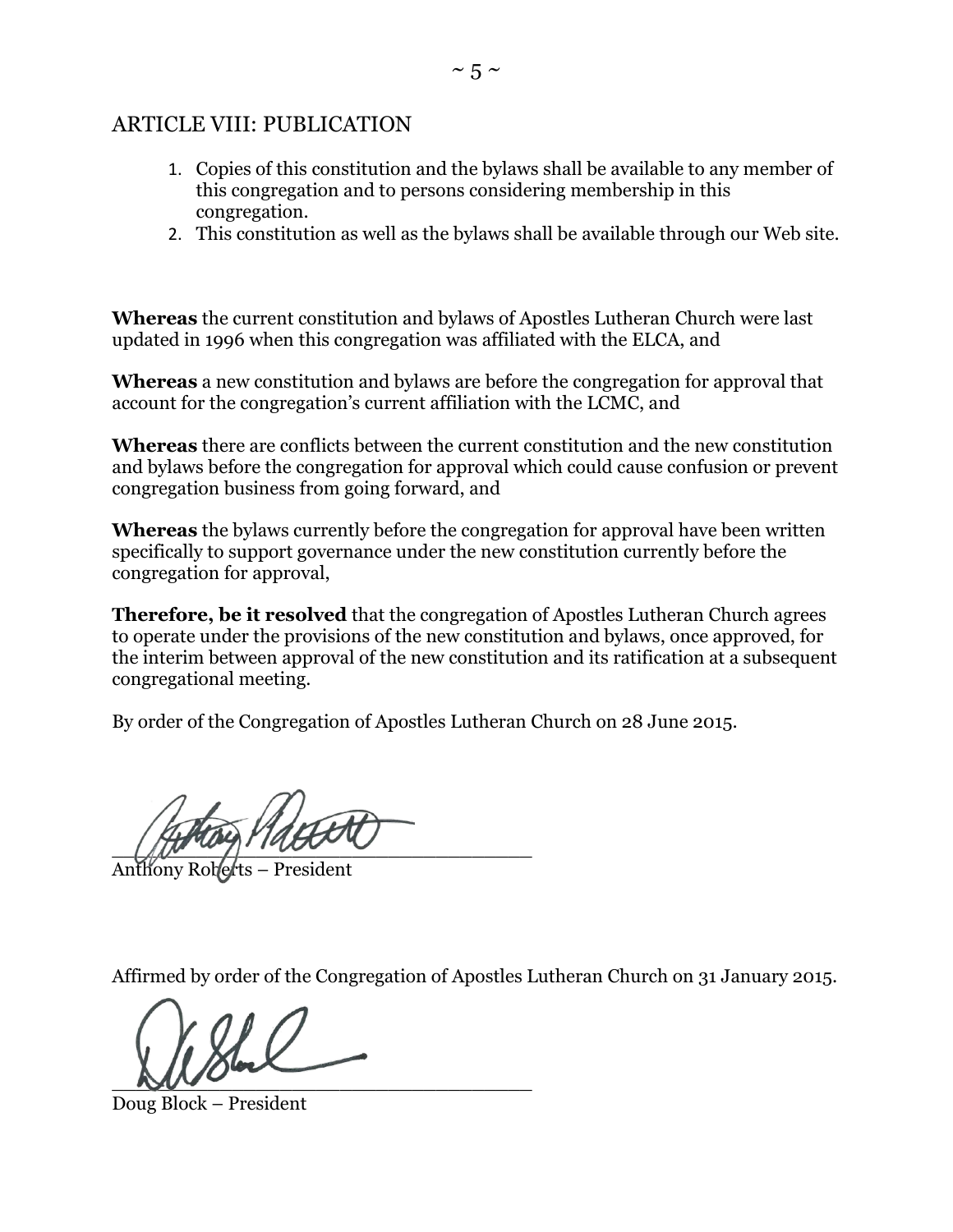## ARTICLE VIII: PUBLICATION

1. Copies of this constitution and the bylaws shall be available to any member of this congregation and to persons considering membership in this congregation.
2. This constitution as well as the bylaws shall be available through our Web site.

**Whereas** the current constitution and bylaws of Apostles Lutheran Church were last updated in 1996 when this congregation was affiliated with the ELCA, and

**Whereas** a new constitution and bylaws are before the congregation for approval that account for the congregation's current affiliation with the LCMC, and

**Whereas** there are conflicts between the current constitution and the new constitution and bylaws before the congregation for approval which could cause confusion or prevent congregation business from going forward, and

**Whereas** the bylaws currently before the congregation for approval have been written specifically to support governance under the new constitution currently before the congregation for approval,

**Therefore, be it resolved** that the congregation of Apostles Lutheran Church agrees to operate under the provisions of the new constitution and bylaws, once approved, for the interim between approval of the new constitution and its ratification at a subsequent congregational meeting.

By order of the Congregation of Apostles Lutheran Church on 28 June 2015.

\_\_\_\_\_\_\_\_\_\_\_\_\_\_\_\_\_\_\_\_\_\_\_\_\_\_\_\_\_\_\_\_\_\_\_

Anthony Roberts – President

Affirmed by order of the Congregation of Apostles Lutheran Church on 31 January 2015.

\_\_\_\_\_\_\_\_\_\_\_\_\_\_\_\_\_\_\_\_\_\_\_\_\_\_\_\_\_\_\_\_\_\_\_

Doug Block – President